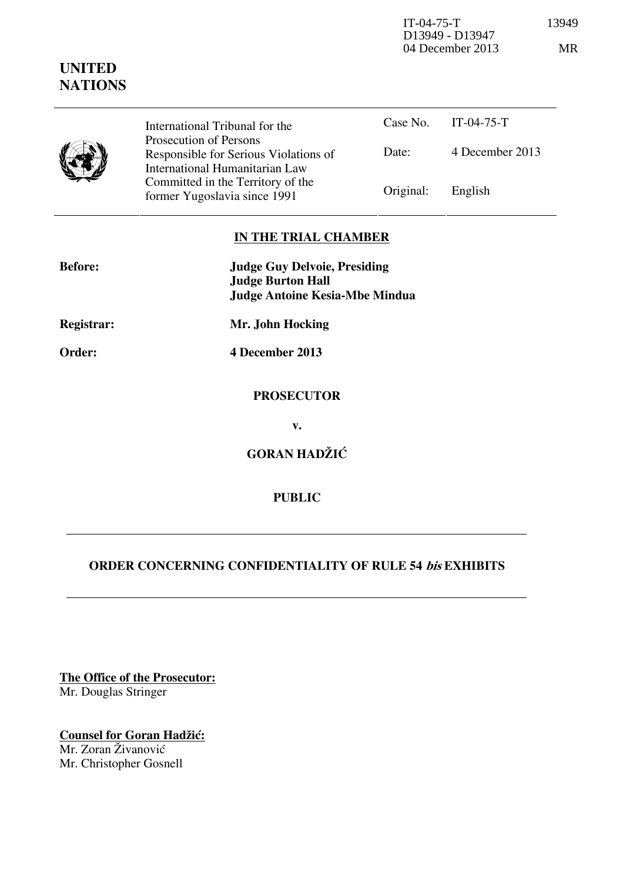IT-04-75-T 13949
D13949 - D13947
04 December 2013 MR

**UNITED NATIONS**

International Tribunal for the Prosecution of Persons Responsible for Serious Violations of International Humanitarian Law Committed in the Territory of the former Yugoslavia since 1991

| | |
|---|---|
| Case No. | IT-04-75-T |
| Date: | 4 December 2013 |
| Original: | English |

**IN THE TRIAL CHAMBER**

**Before:** **Judge Guy Delvoie, Presiding**
**Judge Burton Hall**
**Judge Antoine Kesia-Mbe Mindua**

**Registrar:** **Mr. John Hocking**

**Order:** **4 December 2013**

**PROSECUTOR**

**v.**

**GORAN HADŽIĆ**

**PUBLIC**

**ORDER CONCERNING CONFIDENTIALITY OF RULE 54 *bis* EXHIBITS**

**The Office of the Prosecutor:**
Mr. Douglas Stringer

**Counsel for Goran Hadžić:**
Mr. Zoran Živanović
Mr. Christopher Gosnell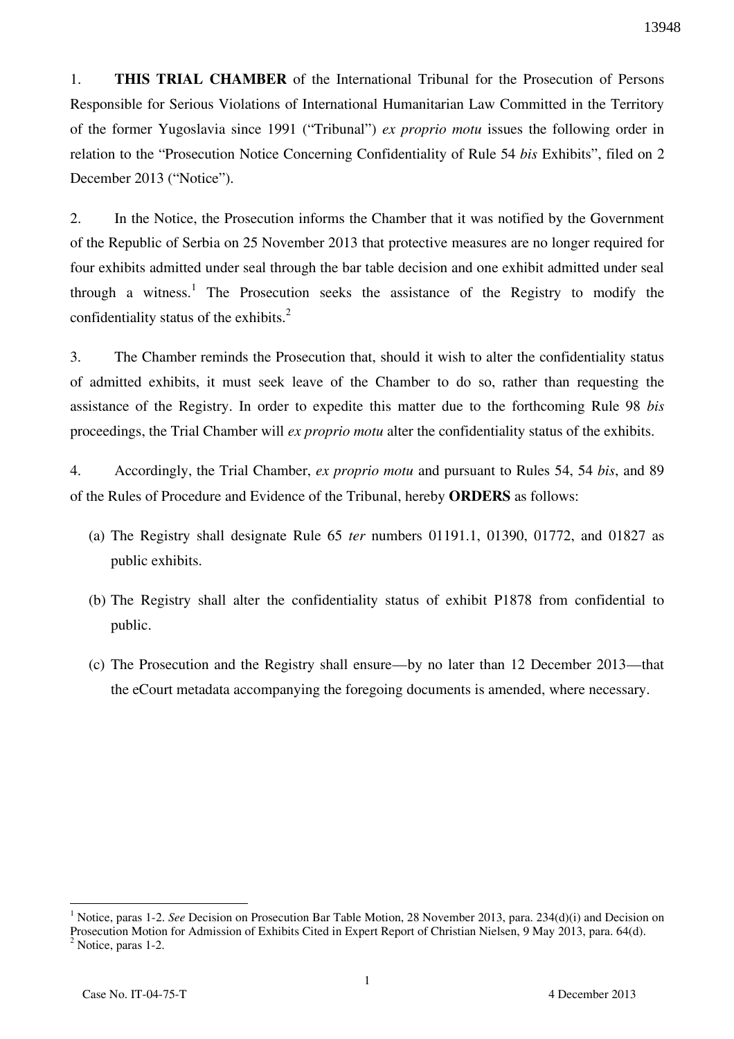1. **THIS TRIAL CHAMBER** of the International Tribunal for the Prosecution of Persons Responsible for Serious Violations of International Humanitarian Law Committed in the Territory of the former Yugoslavia since 1991 ("Tribunal") *ex proprio motu* issues the following order in relation to the "Prosecution Notice Concerning Confidentiality of Rule 54 *bis* Exhibits", filed on 2 December 2013 ("Notice").

2. In the Notice, the Prosecution informs the Chamber that it was notified by the Government of the Republic of Serbia on 25 November 2013 that protective measures are no longer required for four exhibits admitted under seal through the bar table decision and one exhibit admitted under seal through a witness.[1] The Prosecution seeks the assistance of the Registry to modify the confidentiality status of the exhibits.[2]

3. The Chamber reminds the Prosecution that, should it wish to alter the confidentiality status of admitted exhibits, it must seek leave of the Chamber to do so, rather than requesting the assistance of the Registry. In order to expedite this matter due to the forthcoming Rule 98 *bis* proceedings, the Trial Chamber will *ex proprio motu* alter the confidentiality status of the exhibits.

4. Accordingly, the Trial Chamber, *ex proprio motu* and pursuant to Rules 54, 54 *bis*, and 89 of the Rules of Procedure and Evidence of the Tribunal, hereby **ORDERS** as follows:

(a) The Registry shall designate Rule 65 *ter* numbers 01191.1, 01390, 01772, and 01827 as public exhibits.

(b) The Registry shall alter the confidentiality status of exhibit P1878 from confidential to public.

(c) The Prosecution and the Registry shall ensure—by no later than 12 December 2013—that the eCourt metadata accompanying the foregoing documents is amended, where necessary.

---

[1] Notice, paras 1-2. *See* Decision on Prosecution Bar Table Motion, 28 November 2013, para. 234(d)(i) and Decision on Prosecution Motion for Admission of Exhibits Cited in Expert Report of Christian Nielsen, 9 May 2013, para. 64(d).

[2] Notice, paras 1-2.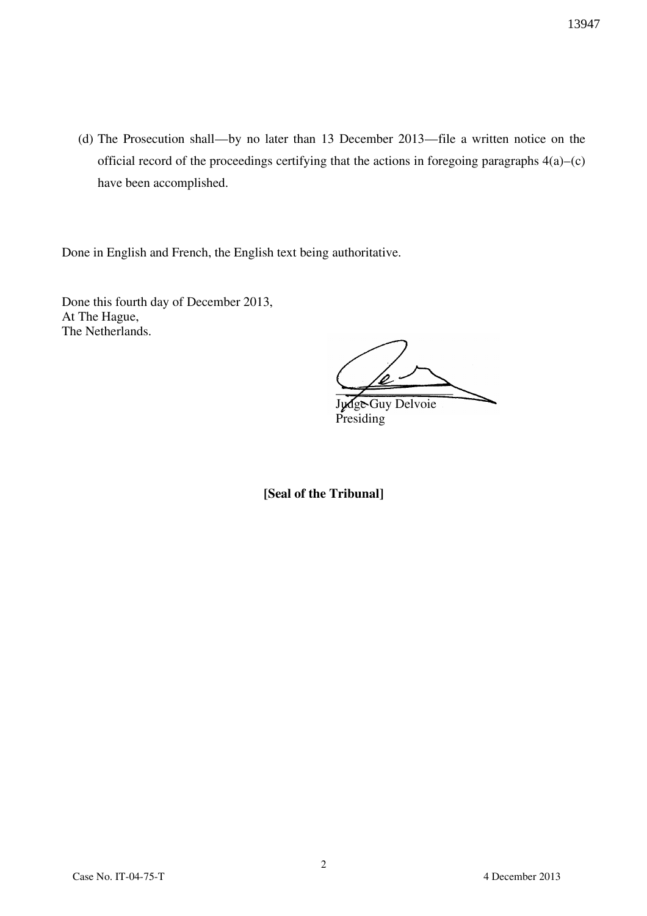(d) The Prosecution shall—by no later than 13 December 2013—file a written notice on the official record of the proceedings certifying that the actions in foregoing paragraphs 4(a)–(c) have been accomplished.

Done in English and French, the English text being authoritative.

Done this fourth day of December 2013,  
At The Hague,  
The Netherlands.

Judge Guy Delvoie  
Presiding

**[Seal of the Tribunal]**